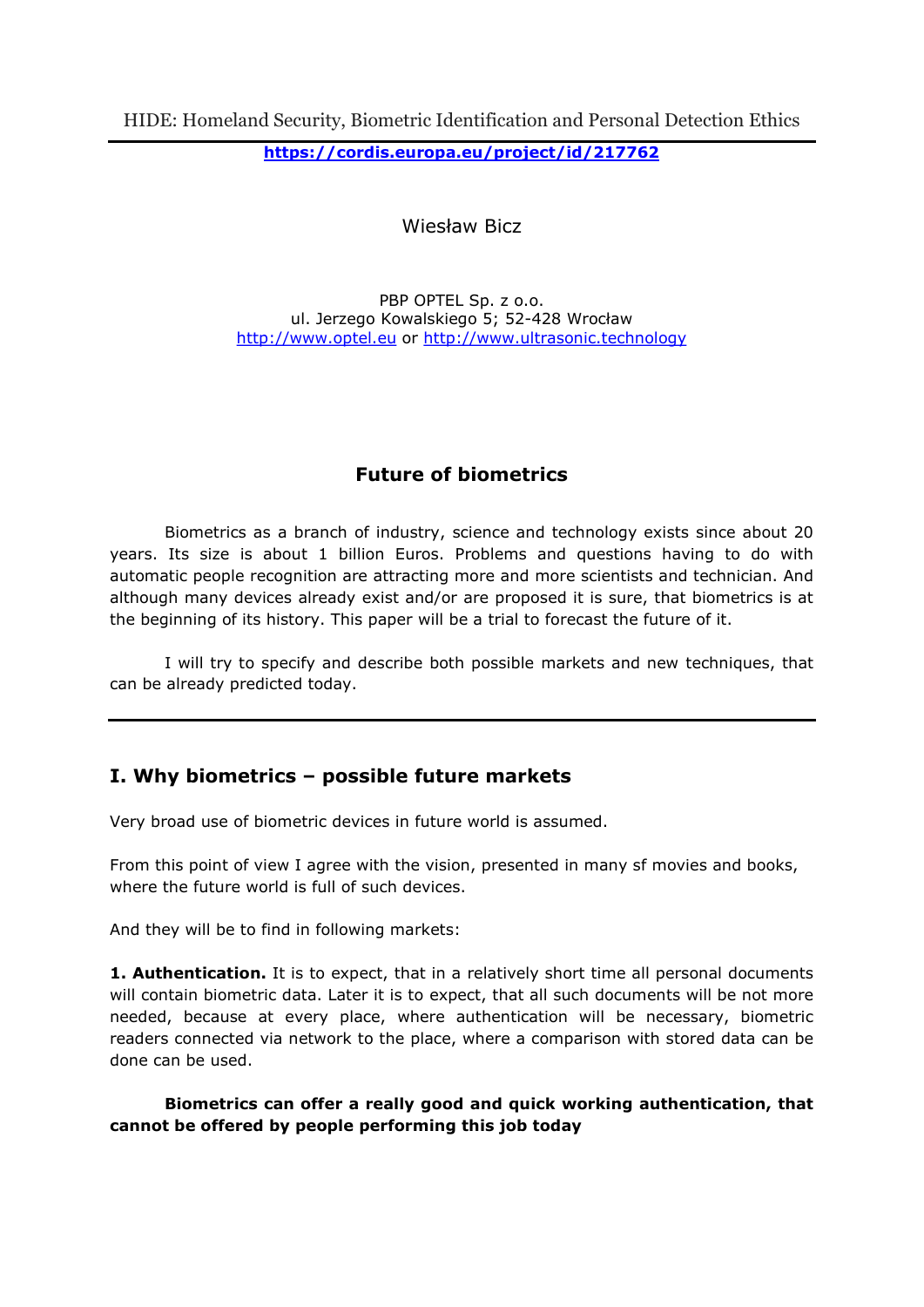HIDE: Homeland Security, Biometric Identification and Personal Detection Ethics

**https://cordis.europa.eu/project/id/217762**

Wiesław Bicz

PBP OPTEL Sp. z o.o.
ul. Jerzego Kowalskiego 5; 52-428 Wrocław
http://www.optel.eu or http://www.ultrasonic.technology

## Future of biometrics

Biometrics as a branch of industry, science and technology exists since about 20 years. Its size is about 1 billion Euros. Problems and questions having to do with automatic people recognition are attracting more and more scientists and technician. And although many devices already exist and/or are proposed it is sure, that biometrics is at the beginning of its history. This paper will be a trial to forecast the future of it.

I will try to specify and describe both possible markets and new techniques, that can be already predicted today.

---

## I. Why biometrics – possible future markets

Very broad use of biometric devices in future world is assumed.

From this point of view I agree with the vision, presented in many sf movies and books, where the future world is full of such devices.

And they will be to find in following markets:

**1. Authentication.** It is to expect, that in a relatively short time all personal documents will contain biometric data. Later it is to expect, that all such documents will be not more needed, because at every place, where authentication will be necessary, biometric readers connected via network to the place, where a comparison with stored data can be done can be used.

**Biometrics can offer a really good and quick working authentication, that cannot be offered by people performing this job today**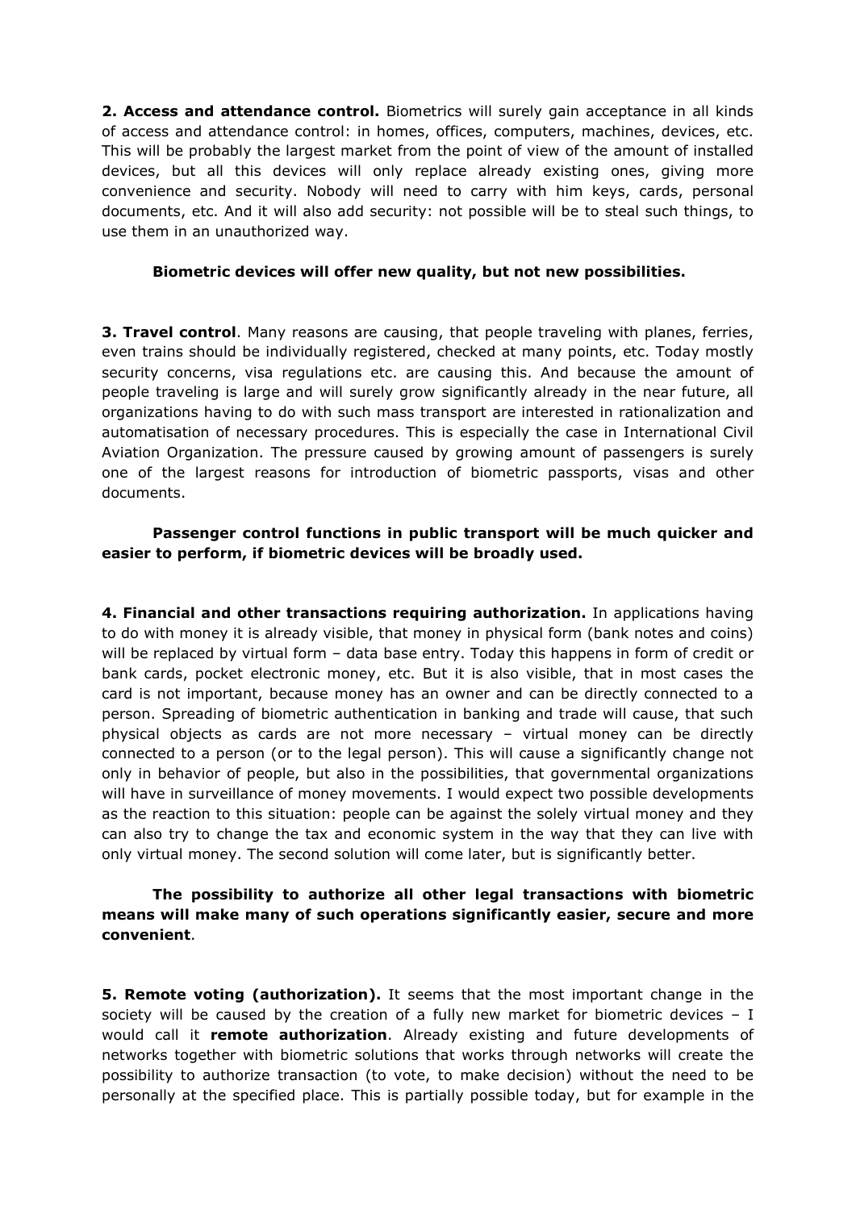**2. Access and attendance control.** Biometrics will surely gain acceptance in all kinds of access and attendance control: in homes, offices, computers, machines, devices, etc. This will be probably the largest market from the point of view of the amount of installed devices, but all this devices will only replace already existing ones, giving more convenience and security. Nobody will need to carry with him keys, cards, personal documents, etc. And it will also add security: not possible will be to steal such things, to use them in an unauthorized way.

**Biometric devices will offer new quality, but not new possibilities.**

**3. Travel control**. Many reasons are causing, that people traveling with planes, ferries, even trains should be individually registered, checked at many points, etc. Today mostly security concerns, visa regulations etc. are causing this. And because the amount of people traveling is large and will surely grow significantly already in the near future, all organizations having to do with such mass transport are interested in rationalization and automatisation of necessary procedures. This is especially the case in International Civil Aviation Organization. The pressure caused by growing amount of passengers is surely one of the largest reasons for introduction of biometric passports, visas and other documents.

**Passenger control functions in public transport will be much quicker and easier to perform, if biometric devices will be broadly used.**

**4. Financial and other transactions requiring authorization.** In applications having to do with money it is already visible, that money in physical form (bank notes and coins) will be replaced by virtual form – data base entry. Today this happens in form of credit or bank cards, pocket electronic money, etc. But it is also visible, that in most cases the card is not important, because money has an owner and can be directly connected to a person. Spreading of biometric authentication in banking and trade will cause, that such physical objects as cards are not more necessary – virtual money can be directly connected to a person (or to the legal person). This will cause a significantly change not only in behavior of people, but also in the possibilities, that governmental organizations will have in surveillance of money movements. I would expect two possible developments as the reaction to this situation: people can be against the solely virtual money and they can also try to change the tax and economic system in the way that they can live with only virtual money. The second solution will come later, but is significantly better.

**The possibility to authorize all other legal transactions with biometric means will make many of such operations significantly easier, secure and more convenient**.

**5. Remote voting (authorization).** It seems that the most important change in the society will be caused by the creation of a fully new market for biometric devices – I would call it **remote authorization**. Already existing and future developments of networks together with biometric solutions that works through networks will create the possibility to authorize transaction (to vote, to make decision) without the need to be personally at the specified place. This is partially possible today, but for example in the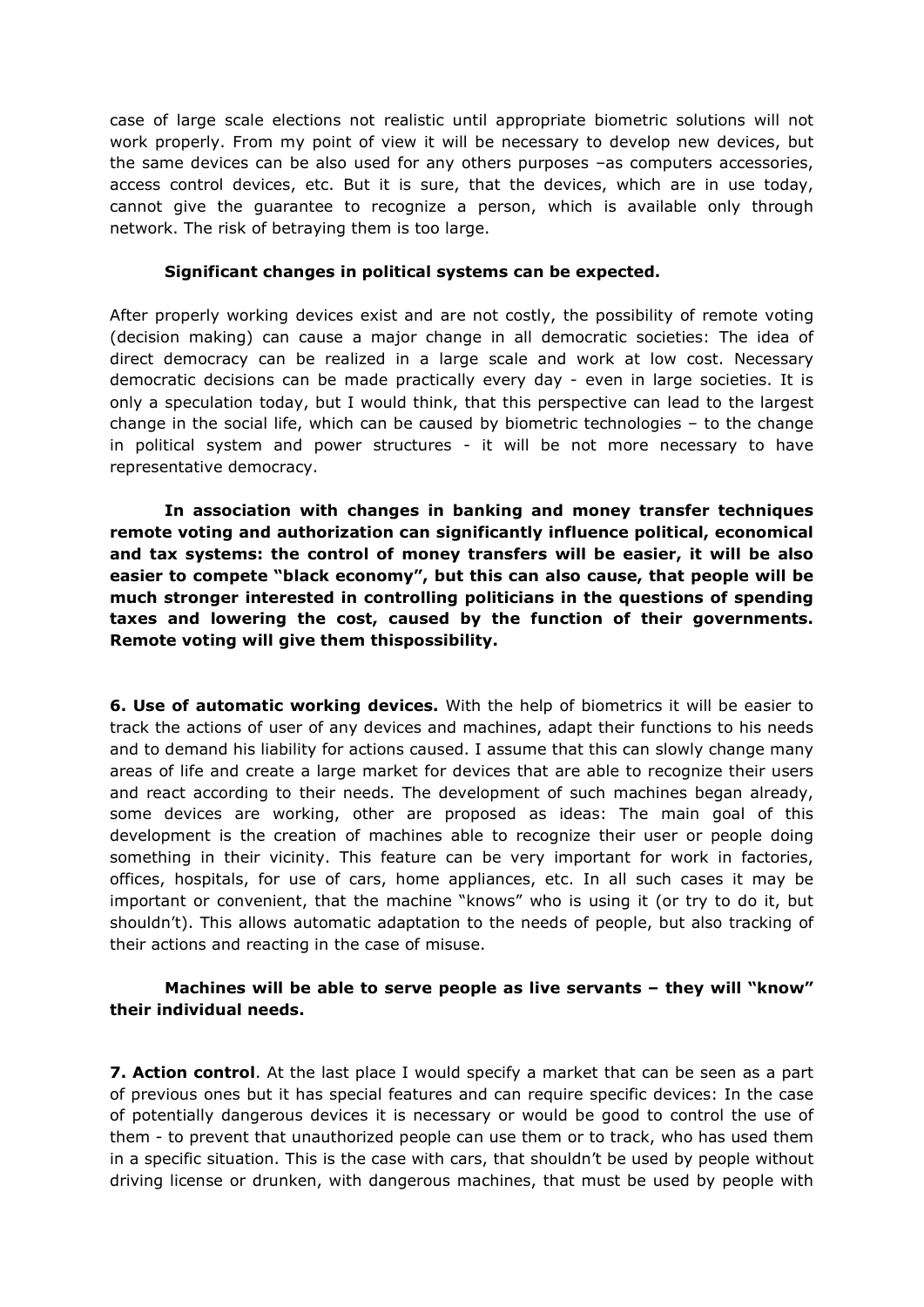case of large scale elections not realistic until appropriate biometric solutions will not work properly. From my point of view it will be necessary to develop new devices, but the same devices can be also used for any others purposes –as computers accessories, access control devices, etc. But it is sure, that the devices, which are in use today, cannot give the guarantee to recognize a person, which is available only through network. The risk of betraying them is too large.

**Significant changes in political systems can be expected.**

After properly working devices exist and are not costly, the possibility of remote voting (decision making) can cause a major change in all democratic societies: The idea of direct democracy can be realized in a large scale and work at low cost. Necessary democratic decisions can be made practically every day - even in large societies. It is only a speculation today, but I would think, that this perspective can lead to the largest change in the social life, which can be caused by biometric technologies – to the change in political system and power structures - it will be not more necessary to have representative democracy.

**In association with changes in banking and money transfer techniques remote voting and authorization can significantly influence political, economical and tax systems: the control of money transfers will be easier, it will be also easier to compete "black economy", but this can also cause, that people will be much stronger interested in controlling politicians in the questions of spending taxes and lowering the cost, caused by the function of their governments. Remote voting will give them thispossibility.**

**6. Use of automatic working devices.** With the help of biometrics it will be easier to track the actions of user of any devices and machines, adapt their functions to his needs and to demand his liability for actions caused. I assume that this can slowly change many areas of life and create a large market for devices that are able to recognize their users and react according to their needs. The development of such machines began already, some devices are working, other are proposed as ideas: The main goal of this development is the creation of machines able to recognize their user or people doing something in their vicinity. This feature can be very important for work in factories, offices, hospitals, for use of cars, home appliances, etc. In all such cases it may be important or convenient, that the machine "knows" who is using it (or try to do it, but shouldn't). This allows automatic adaptation to the needs of people, but also tracking of their actions and reacting in the case of misuse.

**Machines will be able to serve people as live servants – they will "know" their individual needs.**

**7. Action control**. At the last place I would specify a market that can be seen as a part of previous ones but it has special features and can require specific devices: In the case of potentially dangerous devices it is necessary or would be good to control the use of them - to prevent that unauthorized people can use them or to track, who has used them in a specific situation. This is the case with cars, that shouldn't be used by people without driving license or drunken, with dangerous machines, that must be used by people with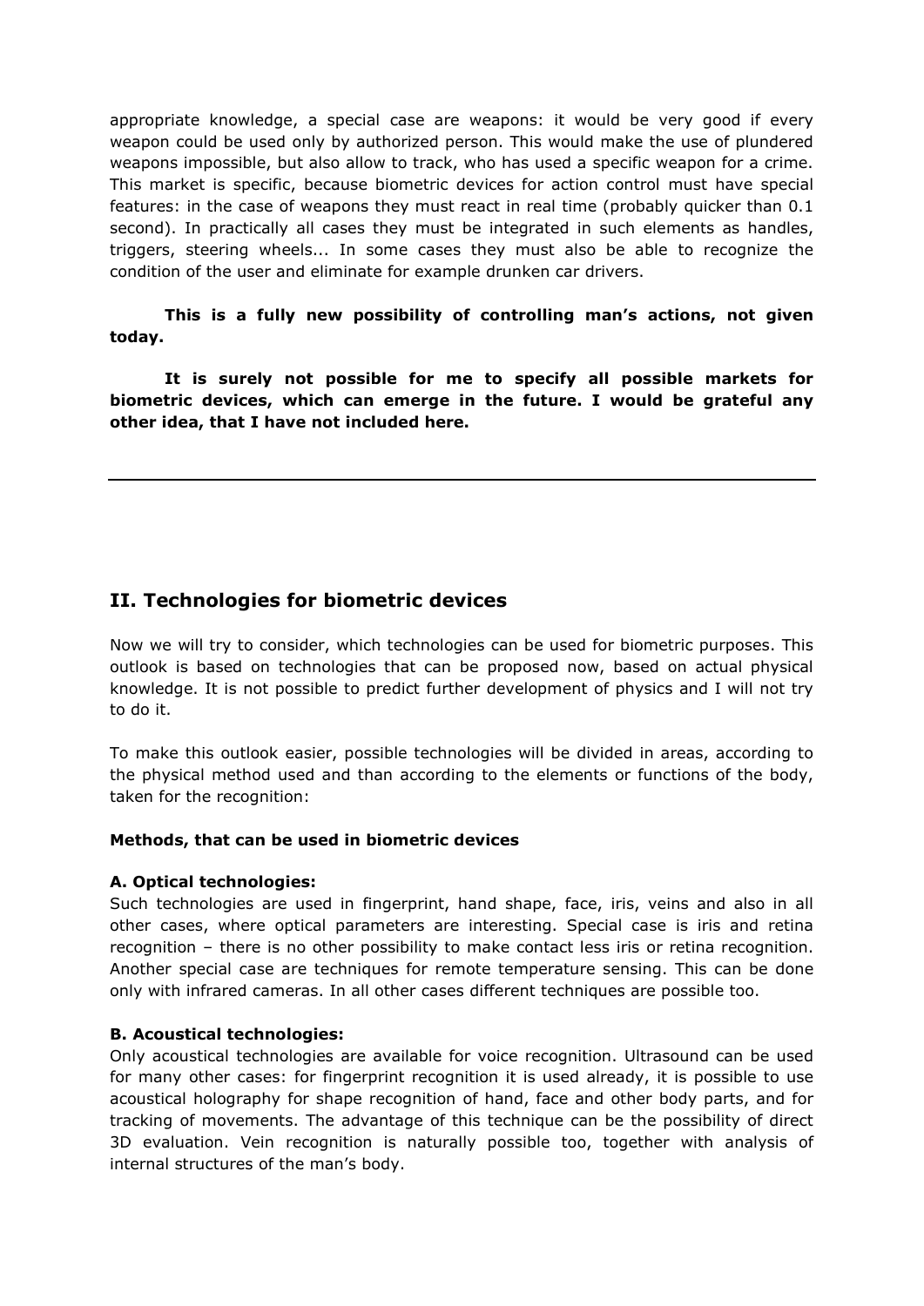appropriate knowledge, a special case are weapons: it would be very good if every weapon could be used only by authorized person. This would make the use of plundered weapons impossible, but also allow to track, who has used a specific weapon for a crime. This market is specific, because biometric devices for action control must have special features: in the case of weapons they must react in real time (probably quicker than 0.1 second). In practically all cases they must be integrated in such elements as handles, triggers, steering wheels... In some cases they must also be able to recognize the condition of the user and eliminate for example drunken car drivers.

**This is a fully new possibility of controlling man's actions, not given today.**

**It is surely not possible for me to specify all possible markets for biometric devices, which can emerge in the future. I would be grateful any other idea, that I have not included here.**

---

## II. Technologies for biometric devices

Now we will try to consider, which technologies can be used for biometric purposes. This outlook is based on technologies that can be proposed now, based on actual physical knowledge. It is not possible to predict further development of physics and I will not try to do it.

To make this outlook easier, possible technologies will be divided in areas, according to the physical method used and than according to the elements or functions of the body, taken for the recognition:

#### Methods, that can be used in biometric devices

**A. Optical technologies:**
Such technologies are used in fingerprint, hand shape, face, iris, veins and also in all other cases, where optical parameters are interesting. Special case is iris and retina recognition – there is no other possibility to make contact less iris or retina recognition. Another special case are techniques for remote temperature sensing. This can be done only with infrared cameras. In all other cases different techniques are possible too.

**B. Acoustical technologies:**
Only acoustical technologies are available for voice recognition. Ultrasound can be used for many other cases: for fingerprint recognition it is used already, it is possible to use acoustical holography for shape recognition of hand, face and other body parts, and for tracking of movements. The advantage of this technique can be the possibility of direct 3D evaluation. Vein recognition is naturally possible too, together with analysis of internal structures of the man's body.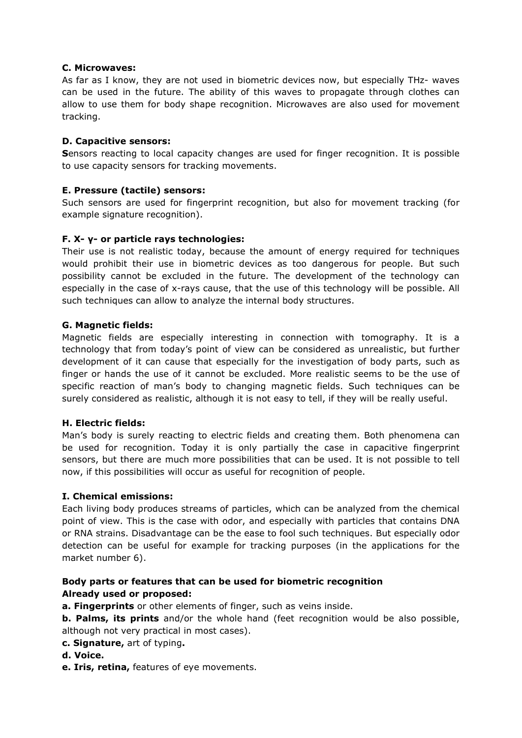**C. Microwaves:**
As far as I know, they are not used in biometric devices now, but especially THz- waves can be used in the future. The ability of this waves to propagate through clothes can allow to use them for body shape recognition. Microwaves are also used for movement tracking.

**D. Capacitive sensors:**
**S**ensors reacting to local capacity changes are used for finger recognition. It is possible to use capacity sensors for tracking movements.

**E. Pressure (tactile) sensors:**
Such sensors are used for fingerprint recognition, but also for movement tracking (for example signature recognition).

**F. X- γ- or particle rays technologies:**
Their use is not realistic today, because the amount of energy required for techniques would prohibit their use in biometric devices as too dangerous for people. But such possibility cannot be excluded in the future. The development of the technology can especially in the case of x-rays cause, that the use of this technology will be possible. All such techniques can allow to analyze the internal body structures.

**G. Magnetic fields:**
Magnetic fields are especially interesting in connection with tomography. It is a technology that from today's point of view can be considered as unrealistic, but further development of it can cause that especially for the investigation of body parts, such as finger or hands the use of it cannot be excluded. More realistic seems to be the use of specific reaction of man's body to changing magnetic fields. Such techniques can be surely considered as realistic, although it is not easy to tell, if they will be really useful.

**H. Electric fields:**
Man's body is surely reacting to electric fields and creating them. Both phenomena can be used for recognition. Today it is only partially the case in capacitive fingerprint sensors, but there are much more possibilities that can be used. It is not possible to tell now, if this possibilities will occur as useful for recognition of people.

**I. Chemical emissions:**
Each living body produces streams of particles, which can be analyzed from the chemical point of view. This is the case with odor, and especially with particles that contains DNA or RNA strains. Disadvantage can be the ease to fool such techniques. But especially odor detection can be useful for example for tracking purposes (in the applications for the market number 6).

**Body parts or features that can be used for biometric recognition**
**Already used or proposed:**

**a. Fingerprints** or other elements of finger, such as veins inside.
**b. Palms, its prints** and/or the whole hand (feet recognition would be also possible, although not very practical in most cases).
**c. Signature,** art of typing**.**
**d. Voice.**
**e. Iris, retina,** features of eye movements.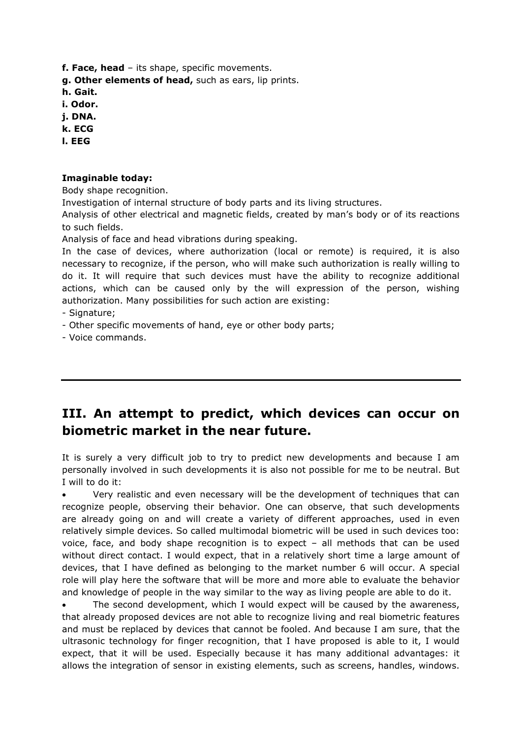**f. Face, head** – its shape, specific movements.
**g. Other elements of head,** such as ears, lip prints.
**h. Gait.**
**i. Odor.**
**j. DNA.**
**k. ECG**
**l. EEG**

**Imaginable today:**
Body shape recognition.
Investigation of internal structure of body parts and its living structures.
Analysis of other electrical and magnetic fields, created by man's body or of its reactions to such fields.
Analysis of face and head vibrations during speaking.
In the case of devices, where authorization (local or remote) is required, it is also necessary to recognize, if the person, who will make such authorization is really willing to do it. It will require that such devices must have the ability to recognize additional actions, which can be caused only by the will expression of the person, wishing authorization. Many possibilities for such action are existing:
- Signature;
- Other specific movements of hand, eye or other body parts;
- Voice commands.

---

## III. An attempt to predict, which devices can occur on biometric market in the near future.

It is surely a very difficult job to try to predict new developments and because I am personally involved in such developments it is also not possible for me to be neutral. But I will to do it:

- Very realistic and even necessary will be the development of techniques that can recognize people, observing their behavior. One can observe, that such developments are already going on and will create a variety of different approaches, used in even relatively simple devices. So called multimodal biometric will be used in such devices too: voice, face, and body shape recognition is to expect – all methods that can be used without direct contact. I would expect, that in a relatively short time a large amount of devices, that I have defined as belonging to the market number 6 will occur. A special role will play here the software that will be more and more able to evaluate the behavior and knowledge of people in the way similar to the way as living people are able to do it.
- The second development, which I would expect will be caused by the awareness, that already proposed devices are not able to recognize living and real biometric features and must be replaced by devices that cannot be fooled. And because I am sure, that the ultrasonic technology for finger recognition, that I have proposed is able to it, I would expect, that it will be used. Especially because it has many additional advantages: it allows the integration of sensor in existing elements, such as screens, handles, windows.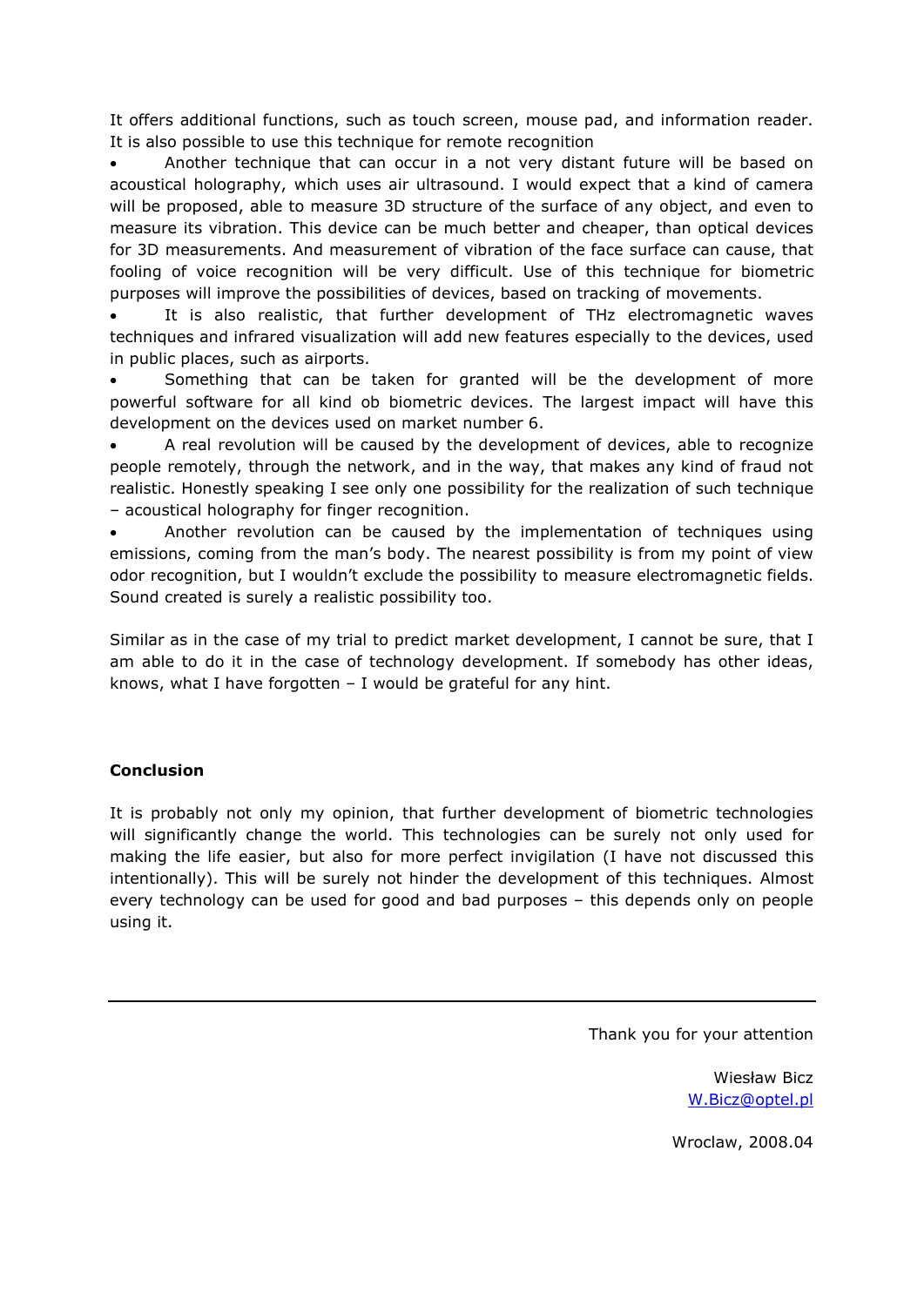It offers additional functions, such as touch screen, mouse pad, and information reader. It is also possible to use this technique for remote recognition

- Another technique that can occur in a not very distant future will be based on acoustical holography, which uses air ultrasound. I would expect that a kind of camera will be proposed, able to measure 3D structure of the surface of any object, and even to measure its vibration. This device can be much better and cheaper, than optical devices for 3D measurements. And measurement of vibration of the face surface can cause, that fooling of voice recognition will be very difficult. Use of this technique for biometric purposes will improve the possibilities of devices, based on tracking of movements.
- It is also realistic, that further development of THz electromagnetic waves techniques and infrared visualization will add new features especially to the devices, used in public places, such as airports.
- Something that can be taken for granted will be the development of more powerful software for all kind ob biometric devices. The largest impact will have this development on the devices used on market number 6.
- A real revolution will be caused by the development of devices, able to recognize people remotely, through the network, and in the way, that makes any kind of fraud not realistic. Honestly speaking I see only one possibility for the realization of such technique – acoustical holography for finger recognition.
- Another revolution can be caused by the implementation of techniques using emissions, coming from the man's body. The nearest possibility is from my point of view odor recognition, but I wouldn't exclude the possibility to measure electromagnetic fields. Sound created is surely a realistic possibility too.

Similar as in the case of my trial to predict market development, I cannot be sure, that I am able to do it in the case of technology development. If somebody has other ideas, knows, what I have forgotten – I would be grateful for any hint.

**Conclusion**

It is probably not only my opinion, that further development of biometric technologies will significantly change the world. This technologies can be surely not only used for making the life easier, but also for more perfect invigilation (I have not discussed this intentionally). This will be surely not hinder the development of this techniques. Almost every technology can be used for good and bad purposes – this depends only on people using it.

---

Thank you for your attention

Wiesław Bicz
W.Bicz@optel.pl

Wroclaw, 2008.04